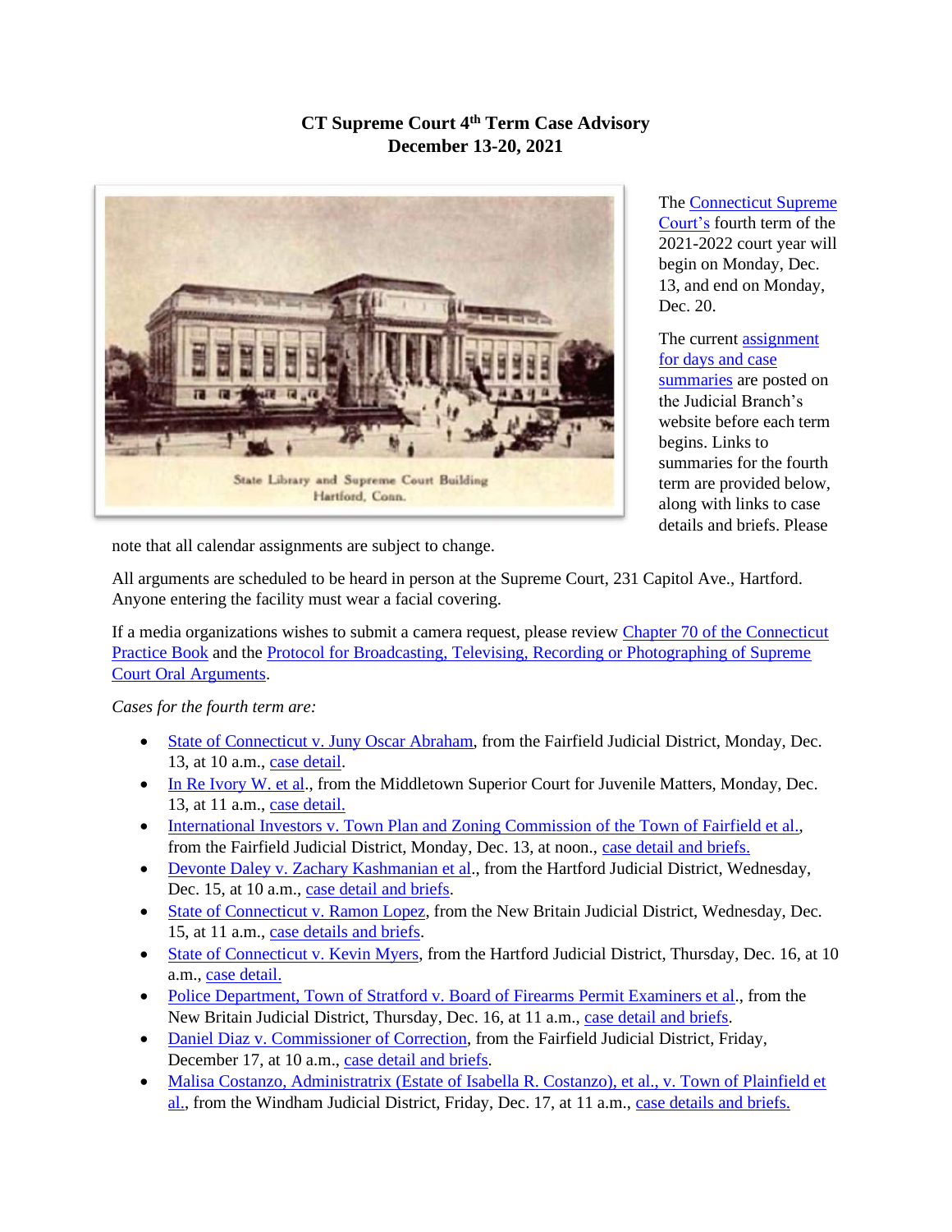# CT Supreme Court 4th Term Case Advisory
## December 13-20, 2021

State Library and Supreme Court Building
Hartford, Conn.

The Connecticut Supreme Court's fourth term of the 2021-2022 court year will begin on Monday, Dec. 13, and end on Monday, Dec. 20.

The current assignment for days and case summaries are posted on the Judicial Branch's website before each term begins. Links to summaries for the fourth term are provided below, along with links to case details and briefs. Please note that all calendar assignments are subject to change.

All arguments are scheduled to be heard in person at the Supreme Court, 231 Capitol Ave., Hartford. Anyone entering the facility must wear a facial covering.

If a media organizations wishes to submit a camera request, please review Chapter 70 of the Connecticut Practice Book and the Protocol for Broadcasting, Televising, Recording or Photographing of Supreme Court Oral Arguments.

*Cases for the fourth term are:*

- State of Connecticut v. Juny Oscar Abraham, from the Fairfield Judicial District, Monday, Dec. 13, at 10 a.m., case detail.
- In Re Ivory W. et al., from the Middletown Superior Court for Juvenile Matters, Monday, Dec. 13, at 11 a.m., case detail.
- International Investors v. Town Plan and Zoning Commission of the Town of Fairfield et al., from the Fairfield Judicial District, Monday, Dec. 13, at noon., case detail and briefs.
- Devonte Daley v. Zachary Kashmanian et al., from the Hartford Judicial District, Wednesday, Dec. 15, at 10 a.m., case detail and briefs.
- State of Connecticut v. Ramon Lopez, from the New Britain Judicial District, Wednesday, Dec. 15, at 11 a.m., case details and briefs.
- State of Connecticut v. Kevin Myers, from the Hartford Judicial District, Thursday, Dec. 16, at 10 a.m., case detail.
- Police Department, Town of Stratford v. Board of Firearms Permit Examiners et al., from the New Britain Judicial District, Thursday, Dec. 16, at 11 a.m., case detail and briefs.
- Daniel Diaz v. Commissioner of Correction, from the Fairfield Judicial District, Friday, December 17, at 10 a.m., case detail and briefs.
- Malisa Costanzo, Administratrix (Estate of Isabella R. Costanzo), et al., v. Town of Plainfield et al., from the Windham Judicial District, Friday, Dec. 17, at 11 a.m., case details and briefs.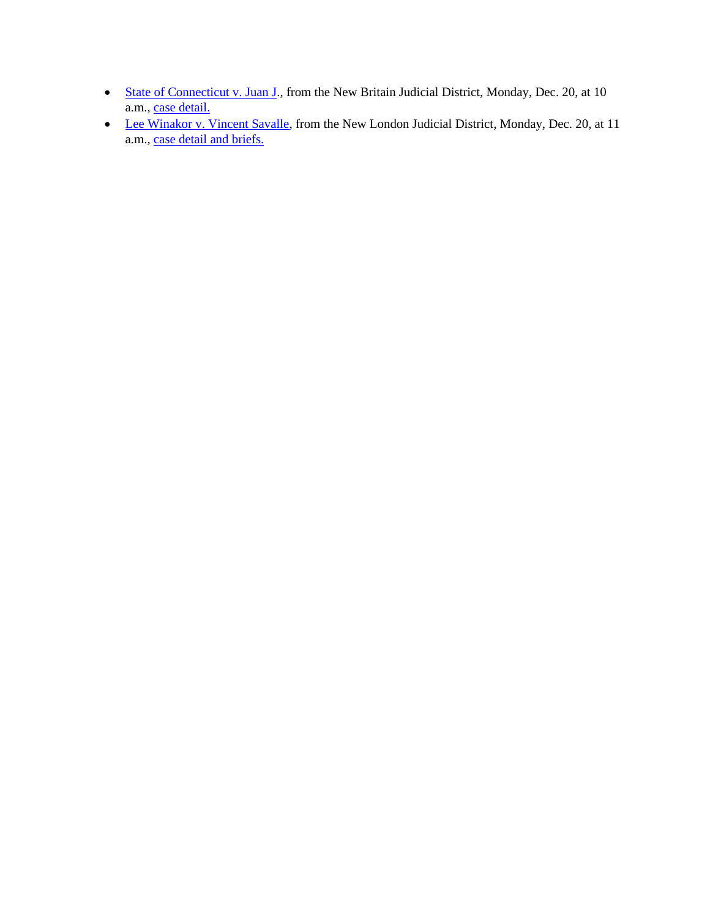- State of Connecticut v. Juan J., from the New Britain Judicial District, Monday, Dec. 20, at 10 a.m., case detail.
- Lee Winakor v. Vincent Savalle, from the New London Judicial District, Monday, Dec. 20, at 11 a.m., case detail and briefs.